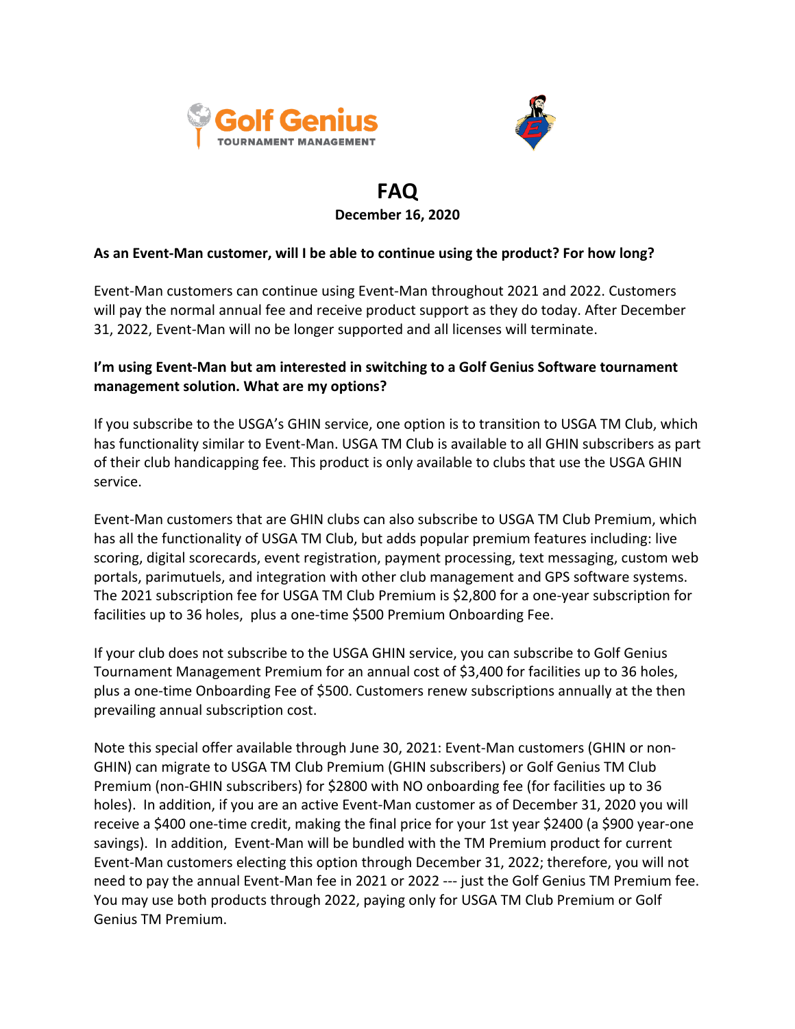Golf Genius
TOURNAMENT MANAGEMENT

# FAQ

**December 16, 2020**

**As an Event-Man customer, will I be able to continue using the product? For how long?**

Event-Man customers can continue using Event-Man throughout 2021 and 2022. Customers will pay the normal annual fee and receive product support as they do today. After December 31, 2022, Event-Man will no be longer supported and all licenses will terminate.

**I'm using Event-Man but am interested in switching to a Golf Genius Software tournament management solution. What are my options?**

If you subscribe to the USGA's GHIN service, one option is to transition to USGA TM Club, which has functionality similar to Event-Man. USGA TM Club is available to all GHIN subscribers as part of their club handicapping fee. This product is only available to clubs that use the USGA GHIN service.

Event-Man customers that are GHIN clubs can also subscribe to USGA TM Club Premium, which has all the functionality of USGA TM Club, but adds popular premium features including: live scoring, digital scorecards, event registration, payment processing, text messaging, custom web portals, parimutuels, and integration with other club management and GPS software systems. The 2021 subscription fee for USGA TM Club Premium is $2,800 for a one-year subscription for facilities up to 36 holes, plus a one-time $500 Premium Onboarding Fee.

If your club does not subscribe to the USGA GHIN service, you can subscribe to Golf Genius Tournament Management Premium for an annual cost of $3,400 for facilities up to 36 holes, plus a one-time Onboarding Fee of $500. Customers renew subscriptions annually at the then prevailing annual subscription cost.

Note this special offer available through June 30, 2021: Event-Man customers (GHIN or non-GHIN) can migrate to USGA TM Club Premium (GHIN subscribers) or Golf Genius TM Club Premium (non-GHIN subscribers) for $2800 with NO onboarding fee (for facilities up to 36 holes). In addition, if you are an active Event-Man customer as of December 31, 2020 you will receive a $400 one-time credit, making the final price for your 1st year $2400 (a $900 year-one savings). In addition, Event-Man will be bundled with the TM Premium product for current Event-Man customers electing this option through December 31, 2022; therefore, you will not need to pay the annual Event-Man fee in 2021 or 2022 --- just the Golf Genius TM Premium fee. You may use both products through 2022, paying only for USGA TM Club Premium or Golf Genius TM Premium.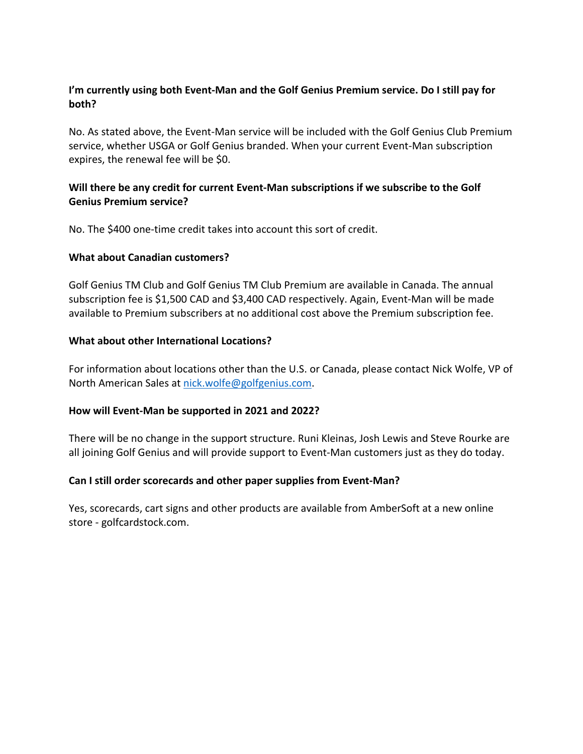**I'm currently using both Event-Man and the Golf Genius Premium service. Do I still pay for both?**

No. As stated above, the Event-Man service will be included with the Golf Genius Club Premium service, whether USGA or Golf Genius branded. When your current Event-Man subscription expires, the renewal fee will be $0.

**Will there be any credit for current Event-Man subscriptions if we subscribe to the Golf Genius Premium service?**

No. The $400 one-time credit takes into account this sort of credit.

**What about Canadian customers?**

Golf Genius TM Club and Golf Genius TM Club Premium are available in Canada. The annual subscription fee is $1,500 CAD and $3,400 CAD respectively. Again, Event-Man will be made available to Premium subscribers at no additional cost above the Premium subscription fee.

**What about other International Locations?**

For information about locations other than the U.S. or Canada, please contact Nick Wolfe, VP of North American Sales at nick.wolfe@golfgenius.com.

**How will Event-Man be supported in 2021 and 2022?**

There will be no change in the support structure. Runi Kleinas, Josh Lewis and Steve Rourke are all joining Golf Genius and will provide support to Event-Man customers just as they do today.

**Can I still order scorecards and other paper supplies from Event-Man?**

Yes, scorecards, cart signs and other products are available from AmberSoft at a new online store - golfcardstock.com.